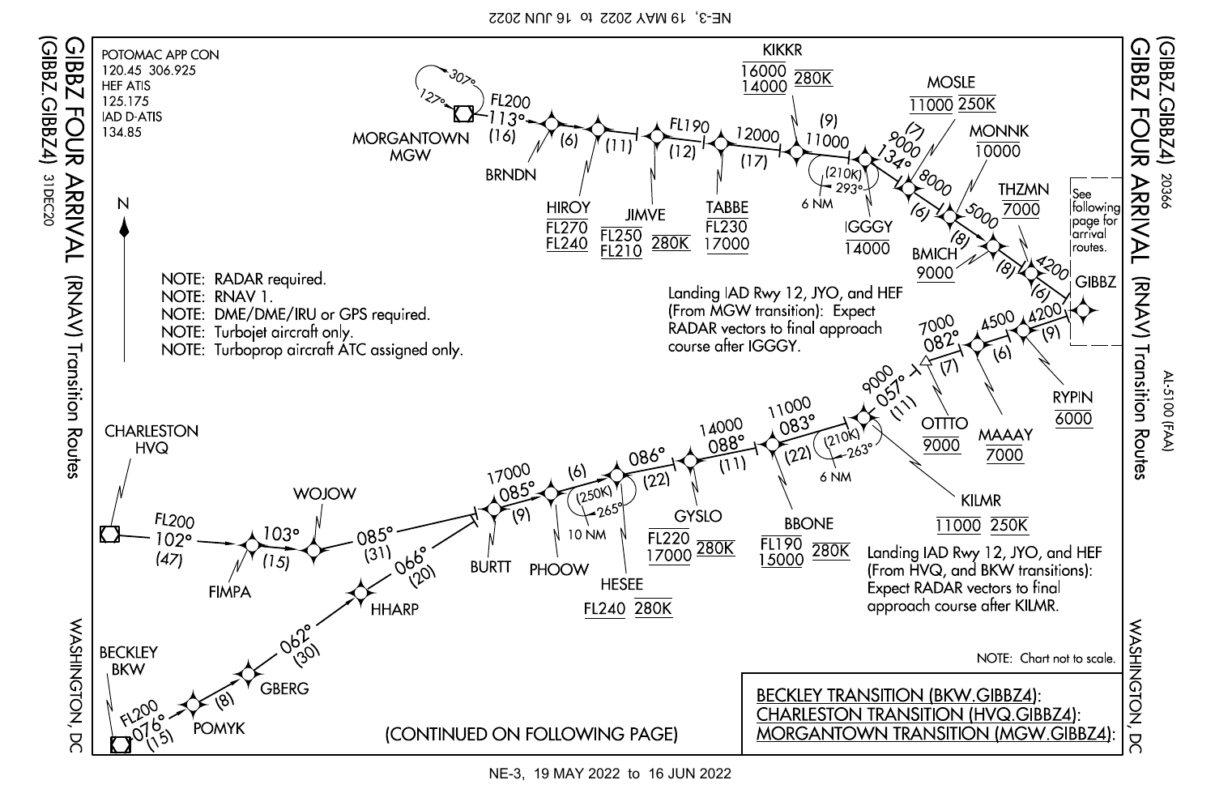# GIBBZ FOUR ARRIVAL (RNAV) Transition Routes

(GIBBZ.GIBBZ4) 31DEC20

(GIBBZ.GIBBZ4) 20366

AL-5100 (FAA)

WASHINGTON, DC

POTOMAC APP CON
120.45 306.925
HEF ATIS
125.175
IAD D-ATIS
134.85

NOTE: RADAR required.
NOTE: RNAV 1.
NOTE: DME/DME/IRU or GPS required.
NOTE: Turbojet aircraft only.
NOTE: Turboprop aircraft ATC assigned only.

MORGANTOWN MGW — 307° / 127° holding — FL200 113° (16) — BRNDN — (6) — HIROY FL270/FL240 — (11) — JIMVE FL250/FL210 280K — (12) FL190 — TABBE FL230/17000 — 12000 (17) — KIKKR 16000/14000 280K — 11000 (9) — IGGGY 14000 (210K) 293° 6 NM — 9000 134° — (7) MOSLE 11000 250K — 8000 (6) — MONNK 10000 — 5000 (8) — BMICH 9000 — (8) THZMN 7000 — 4200 (6) — GIBBZ

Landing IAD Rwy 12, JYO, and HEF (From MGW transition): Expect RADAR vectors to final approach course after IGGGY.

CHARLESTON HVQ — FL200 102° (47) — FIMPA — 103° (15) — WOJOW — 085° (31) — BURTT

BECKLEY BKW — FL200 076° (15) — POMYK — (8) — GBERG — 062° (30) — HHARP — 066° (20) — BURTT

BURTT — 17000 085° (9) — PHOOW — (6) — HESEE FL240 280K (250K) 265° 10 NM — 086° (22) — GYSLO FL220/17000 280K — 14000 088° (11) — BBONE FL190/15000 280K — 11000 083° (22) — KILMR 11000 250K (210K) 263° 6 NM — 9000 057° (11) — OTTTO 9000 — 7000 082° (7) — MAAAY 7000 — 4500 (6) — RYPIN 6000 — 4200 (9) — GIBBZ

See following page for arrival routes.

Landing IAD Rwy 12, JYO, and HEF (From HVQ, and BKW transitions): Expect RADAR vectors to final approach course after KILMR.

NOTE: Chart not to scale.

(CONTINUED ON FOLLOWING PAGE)

BECKLEY TRANSITION (BKW.GIBBZ4):
CHARLESTON TRANSITION (HVQ.GIBBZ4):
MORGANTOWN TRANSITION (MGW.GIBBZ4):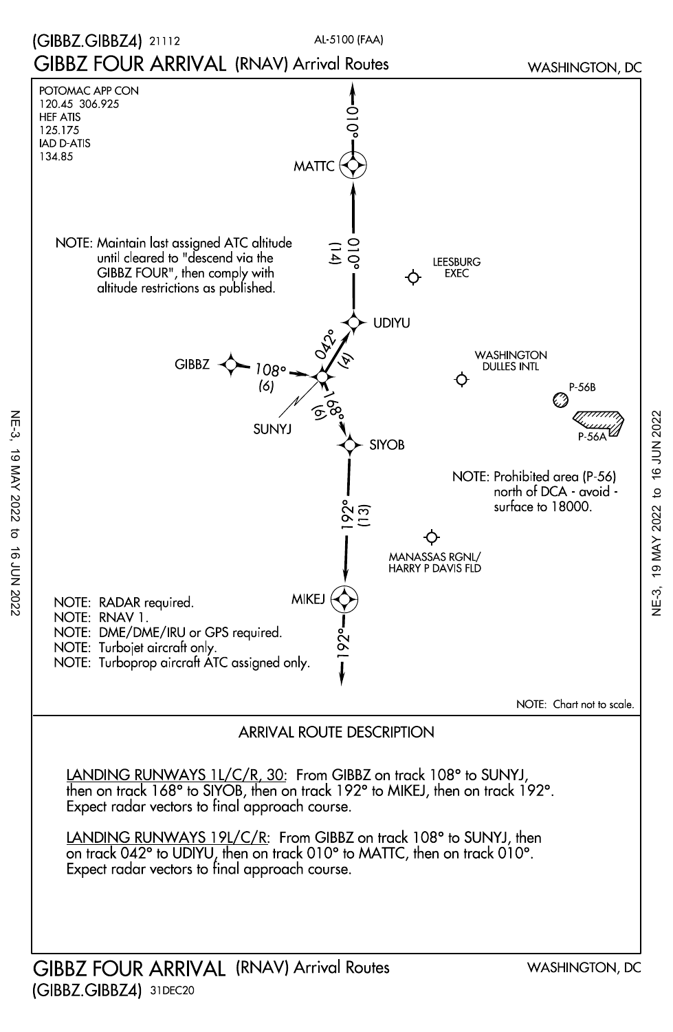(GIBBZ.GIBBZ4) 21112

AL-5100 (FAA)

# GIBBZ FOUR ARRIVAL (RNAV) Arrival Routes

WASHINGTON, DC

POTOMAC APP CON
120.45 306.925
HEF ATIS
125.175
IAD D-ATIS
134.85

010°

MATTC

010°
(14)

NOTE: Maintain last assigned ATC altitude until cleared to "descend via the GIBBZ FOUR", then comply with altitude restrictions as published.

LEESBURG EXEC

UDIYU

042°
(4)

GIBBZ

108°
(6)

SUNYJ

168°
(6)

WASHINGTON DULLES INTL

P-56B

P-56A

SIYOB

NOTE: Prohibited area (P-56) north of DCA - avoid - surface to 18000.

192°
(13)

MANASSAS RGNL/
HARRY P DAVIS FLD

MIKEJ

192°

NOTE: RADAR required.
NOTE: RNAV 1.
NOTE: DME/DME/IRU or GPS required.
NOTE: Turbojet aircraft only.
NOTE: Turboprop aircraft ATC assigned only.

NOTE: Chart not to scale.

## ARRIVAL ROUTE DESCRIPTION

LANDING RUNWAYS 1L/C/R, 30: From GIBBZ on track 108° to SUNYJ, then on track 168° to SIYOB, then on track 192° to MIKEJ, then on track 192°. Expect radar vectors to final approach course.

LANDING RUNWAYS 19L/C/R: From GIBBZ on track 108° to SUNYJ, then on track 042° to UDIYU, then on track 010° to MATTC, then on track 010°. Expect radar vectors to final approach course.

GIBBZ FOUR ARRIVAL (RNAV) Arrival Routes

WASHINGTON, DC

(GIBBZ.GIBBZ4) 31DEC20